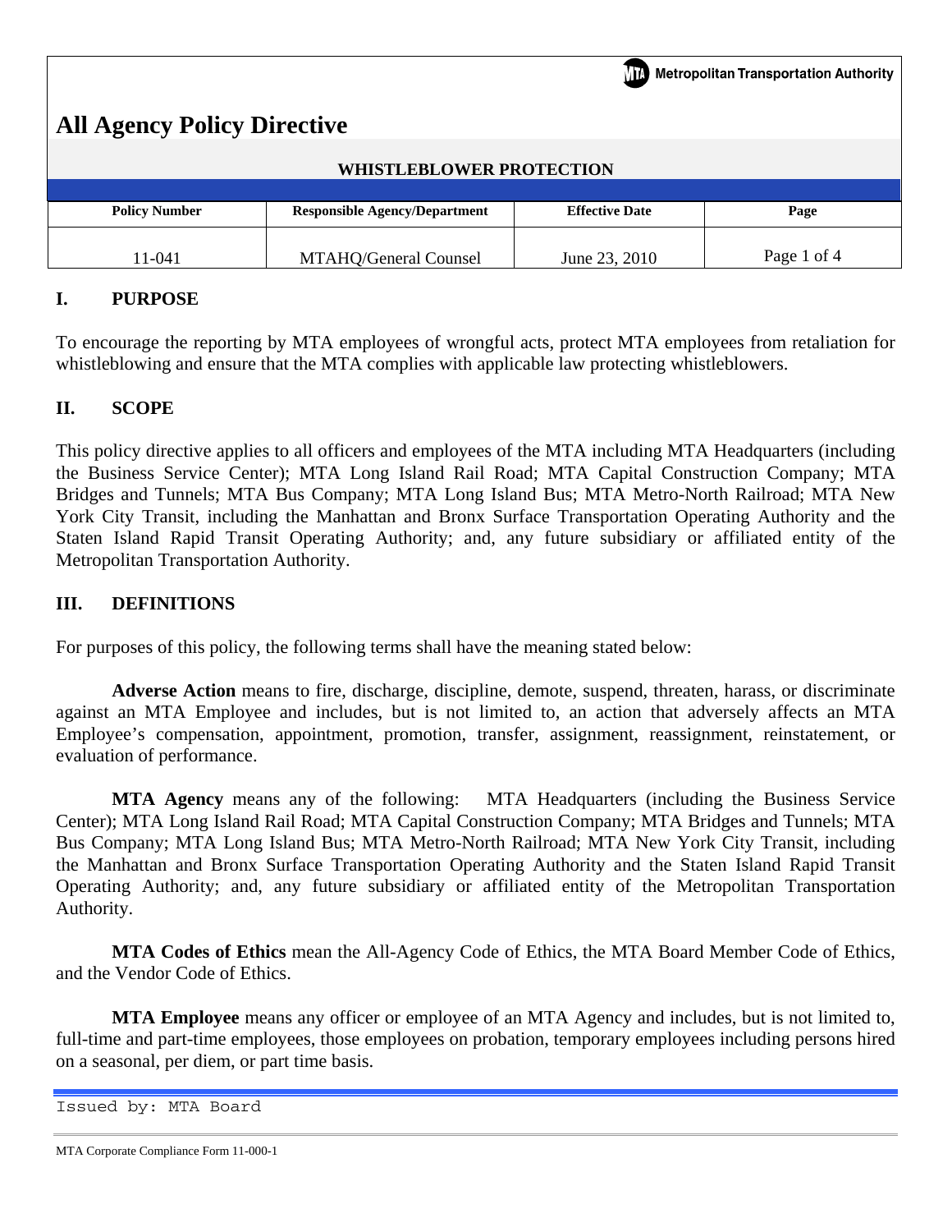Metropolitan Transportation Authority

# All Agency Policy Directive

## WHISTLEBLOWER PROTECTION

| Policy Number | Responsible Agency/Department | Effective Date | Page |
|---|---|---|---|
| 11-041 | MTAHQ/General Counsel | June 23, 2010 | Page 1 of 4 |

## I. PURPOSE

To encourage the reporting by MTA employees of wrongful acts, protect MTA employees from retaliation for whistleblowing and ensure that the MTA complies with applicable law protecting whistleblowers.

## II. SCOPE

This policy directive applies to all officers and employees of the MTA including MTA Headquarters (including the Business Service Center); MTA Long Island Rail Road; MTA Capital Construction Company; MTA Bridges and Tunnels; MTA Bus Company; MTA Long Island Bus; MTA Metro-North Railroad; MTA New York City Transit, including the Manhattan and Bronx Surface Transportation Operating Authority and the Staten Island Rapid Transit Operating Authority; and, any future subsidiary or affiliated entity of the Metropolitan Transportation Authority.

## III. DEFINITIONS

For purposes of this policy, the following terms shall have the meaning stated below:

**Adverse Action** means to fire, discharge, discipline, demote, suspend, threaten, harass, or discriminate against an MTA Employee and includes, but is not limited to, an action that adversely affects an MTA Employee's compensation, appointment, promotion, transfer, assignment, reassignment, reinstatement, or evaluation of performance.

**MTA Agency** means any of the following: MTA Headquarters (including the Business Service Center); MTA Long Island Rail Road; MTA Capital Construction Company; MTA Bridges and Tunnels; MTA Bus Company; MTA Long Island Bus; MTA Metro-North Railroad; MTA New York City Transit, including the Manhattan and Bronx Surface Transportation Operating Authority and the Staten Island Rapid Transit Operating Authority; and, any future subsidiary or affiliated entity of the Metropolitan Transportation Authority.

**MTA Codes of Ethics** mean the All-Agency Code of Ethics, the MTA Board Member Code of Ethics, and the Vendor Code of Ethics.

**MTA Employee** means any officer or employee of an MTA Agency and includes, but is not limited to, full-time and part-time employees, those employees on probation, temporary employees including persons hired on a seasonal, per diem, or part time basis.

Issued by: MTA Board

MTA Corporate Compliance Form 11-000-1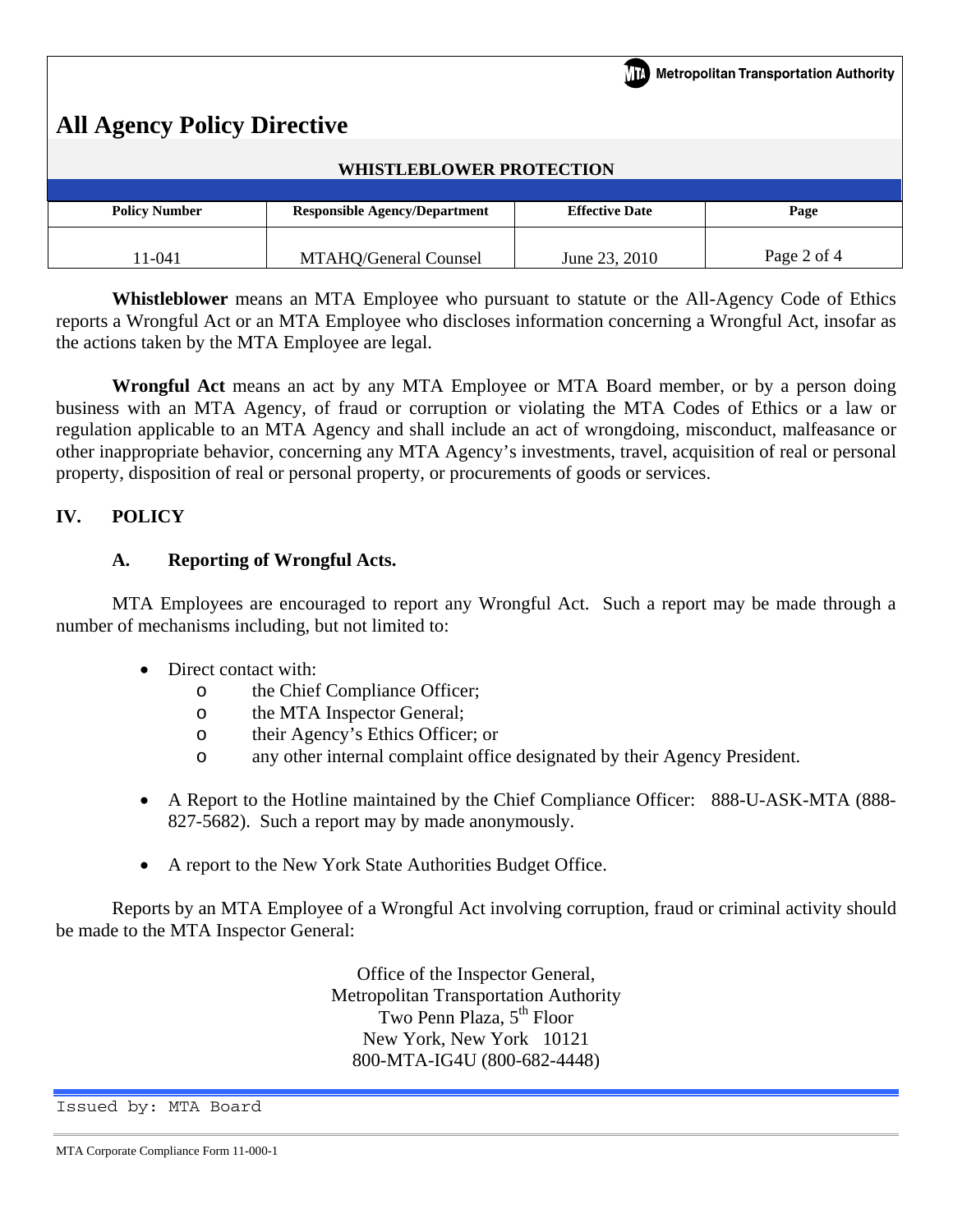**Whistleblower** means an MTA Employee who pursuant to statute or the All-Agency Code of Ethics reports a Wrongful Act or an MTA Employee who discloses information concerning a Wrongful Act, insofar as the actions taken by the MTA Employee are legal.

**Wrongful Act** means an act by any MTA Employee or MTA Board member, or by a person doing business with an MTA Agency, of fraud or corruption or violating the MTA Codes of Ethics or a law or regulation applicable to an MTA Agency and shall include an act of wrongdoing, misconduct, malfeasance or other inappropriate behavior, concerning any MTA Agency's investments, travel, acquisition of real or personal property, disposition of real or personal property, or procurements of goods or services.

## IV. POLICY

### A. Reporting of Wrongful Acts.

MTA Employees are encouraged to report any Wrongful Act. Such a report may be made through a number of mechanisms including, but not limited to:

- Direct contact with:
  - the Chief Compliance Officer;
  - the MTA Inspector General;
  - their Agency's Ethics Officer; or
  - any other internal complaint office designated by their Agency President.
- A Report to the Hotline maintained by the Chief Compliance Officer: 888-U-ASK-MTA (888-827-5682). Such a report may by made anonymously.
- A report to the New York State Authorities Budget Office.

Reports by an MTA Employee of a Wrongful Act involving corruption, fraud or criminal activity should be made to the MTA Inspector General:

Office of the Inspector General,
Metropolitan Transportation Authority
Two Penn Plaza, 5th Floor
New York, New York 10121
800-MTA-IG4U (800-682-4448)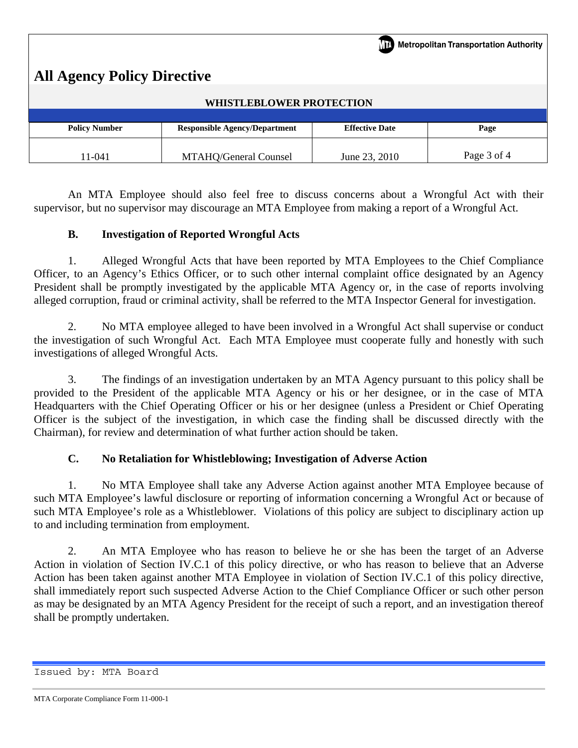An MTA Employee should also feel free to discuss concerns about a Wrongful Act with their supervisor, but no supervisor may discourage an MTA Employee from making a report of a Wrongful Act.

### B. Investigation of Reported Wrongful Acts

1. Alleged Wrongful Acts that have been reported by MTA Employees to the Chief Compliance Officer, to an Agency's Ethics Officer, or to such other internal complaint office designated by an Agency President shall be promptly investigated by the applicable MTA Agency or, in the case of reports involving alleged corruption, fraud or criminal activity, shall be referred to the MTA Inspector General for investigation.

2. No MTA employee alleged to have been involved in a Wrongful Act shall supervise or conduct the investigation of such Wrongful Act. Each MTA Employee must cooperate fully and honestly with such investigations of alleged Wrongful Acts.

3. The findings of an investigation undertaken by an MTA Agency pursuant to this policy shall be provided to the President of the applicable MTA Agency or his or her designee, or in the case of MTA Headquarters with the Chief Operating Officer or his or her designee (unless a President or Chief Operating Officer is the subject of the investigation, in which case the finding shall be discussed directly with the Chairman), for review and determination of what further action should be taken.

### C. No Retaliation for Whistleblowing; Investigation of Adverse Action

1. No MTA Employee shall take any Adverse Action against another MTA Employee because of such MTA Employee's lawful disclosure or reporting of information concerning a Wrongful Act or because of such MTA Employee's role as a Whistleblower. Violations of this policy are subject to disciplinary action up to and including termination from employment.

2. An MTA Employee who has reason to believe he or she has been the target of an Adverse Action in violation of Section IV.C.1 of this policy directive, or who has reason to believe that an Adverse Action has been taken against another MTA Employee in violation of Section IV.C.1 of this policy directive, shall immediately report such suspected Adverse Action to the Chief Compliance Officer or such other person as may be designated by an MTA Agency President for the receipt of such a report, and an investigation thereof shall be promptly undertaken.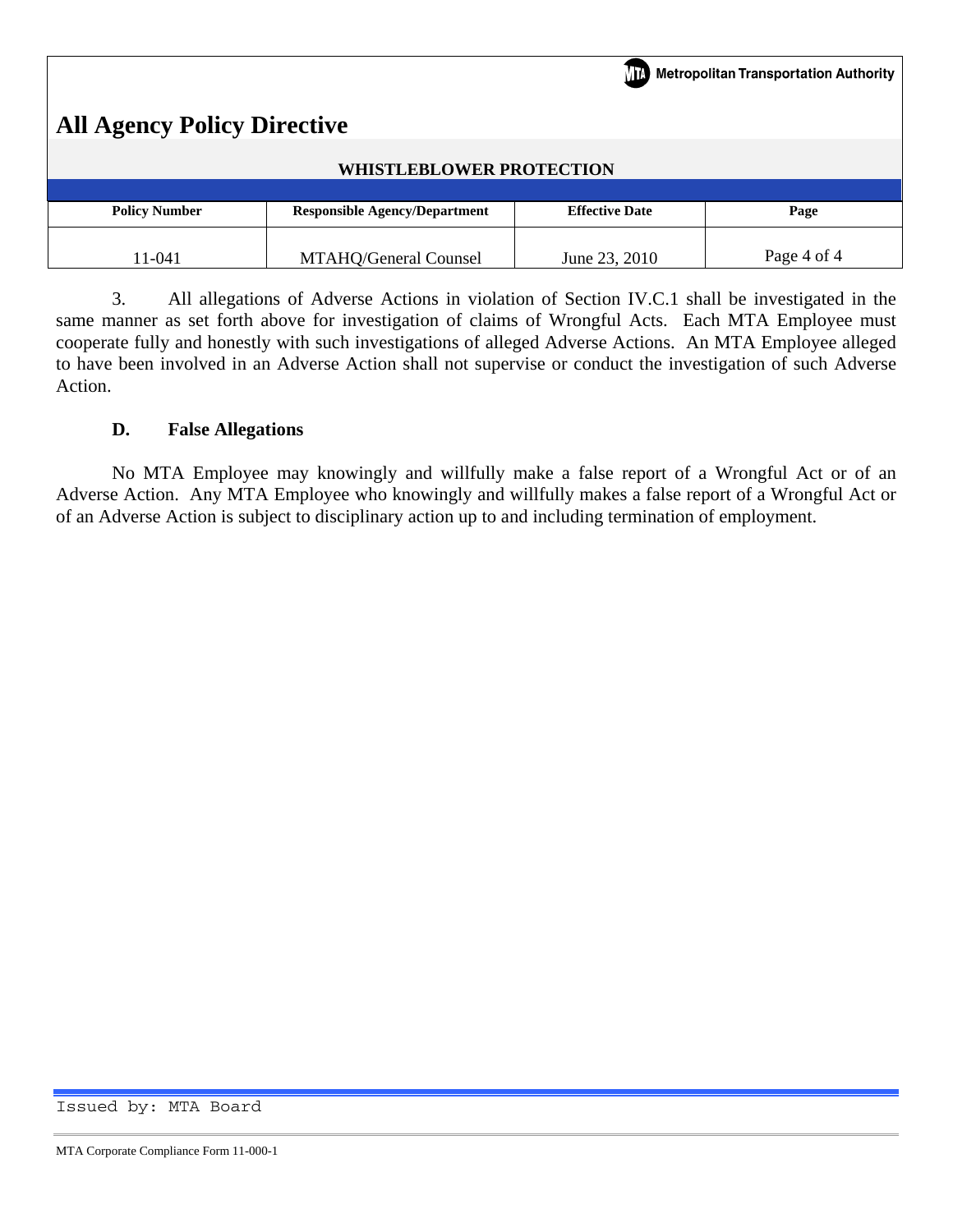3. All allegations of Adverse Actions in violation of Section IV.C.1 shall be investigated in the same manner as set forth above for investigation of claims of Wrongful Acts. Each MTA Employee must cooperate fully and honestly with such investigations of alleged Adverse Actions. An MTA Employee alleged to have been involved in an Adverse Action shall not supervise or conduct the investigation of such Adverse Action.

**D. False Allegations**

No MTA Employee may knowingly and willfully make a false report of a Wrongful Act or of an Adverse Action. Any MTA Employee who knowingly and willfully makes a false report of a Wrongful Act or of an Adverse Action is subject to disciplinary action up to and including termination of employment.